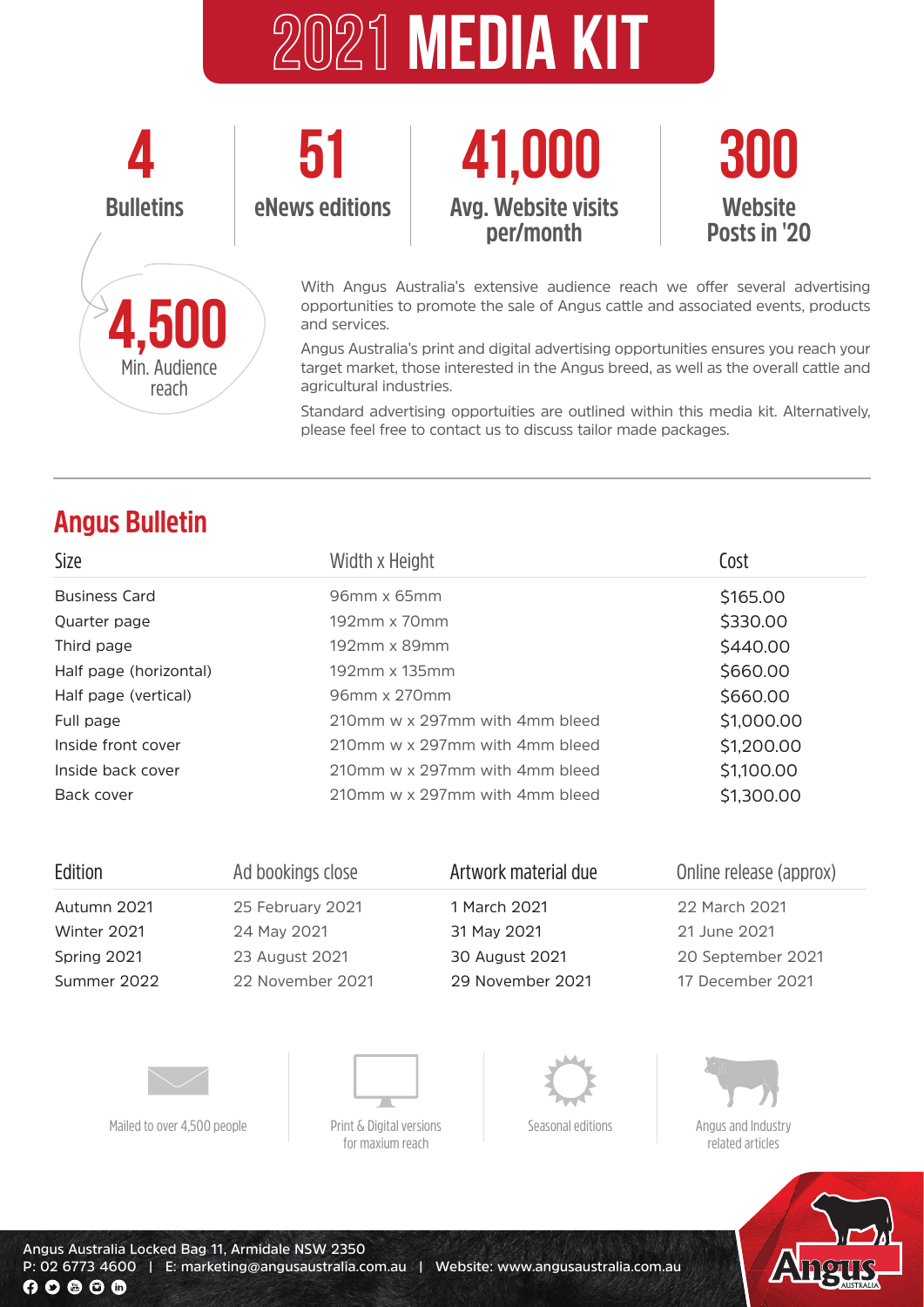# 2021 MEDIA KIT

**4** Bulletins

**51** eNews editions

**41,000** Avg. Website visits per/month

**300** Website Posts in '20

**4,500** Min. Audience reach

With Angus Australia's extensive audience reach we offer several advertising opportunities to promote the sale of Angus cattle and associated events, products and services.

Angus Australia's print and digital advertising opportunities ensures you reach your target market, those interested in the Angus breed, as well as the overall cattle and agricultural industries.

Standard advertising opportuities are outlined within this media kit. Alternatively, please feel free to contact us to discuss tailor made packages.

## Angus Bulletin

| Size | Width x Height | Cost |
|---|---|---|
| Business Card | 96mm x 65mm | $165.00 |
| Quarter page | 192mm x 70mm | $330.00 |
| Third page | 192mm x 89mm | $440.00 |
| Half page (horizontal) | 192mm x 135mm | $660.00 |
| Half page (vertical) | 96mm x 270mm | $660.00 |
| Full page | 210mm w x 297mm with 4mm bleed | $1,000.00 |
| Inside front cover | 210mm w x 297mm with 4mm bleed | $1,200.00 |
| Inside back cover | 210mm w x 297mm with 4mm bleed | $1,100.00 |
| Back cover | 210mm w x 297mm with 4mm bleed | $1,300.00 |

| Edition | Ad bookings close | Artwork material due | Online release (approx) |
|---|---|---|---|
| Autumn 2021 | 25 February 2021 | 1 March 2021 | 22 March 2021 |
| Winter 2021 | 24 May 2021 | 31 May 2021 | 21 June 2021 |
| Spring 2021 | 23 August 2021 | 30 August 2021 | 20 September 2021 |
| Summer 2022 | 22 November 2021 | 29 November 2021 | 17 December 2021 |

Mailed to over 4,500 people | Print & Digital versions for maxium reach | Seasonal editions | Angus and Industry related articles

Angus Australia Locked Bag 11, Armidale NSW 2350
P: 02 6773 4600 | E: marketing@angusaustralia.com.au | Website: www.angusaustralia.com.au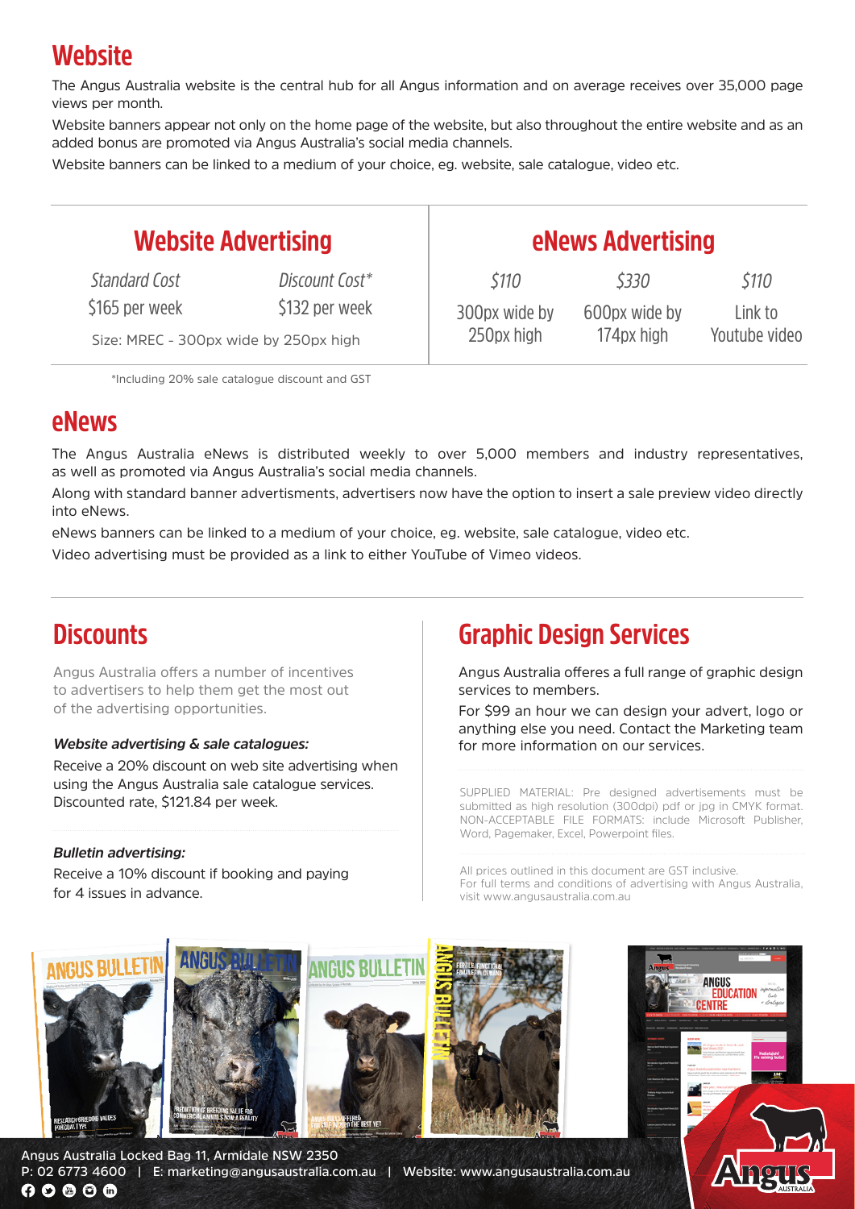## Website

The Angus Australia website is the central hub for all Angus information and on average receives over 35,000 page views per month.

Website banners appear not only on the home page of the website, but also throughout the entire website and as an added bonus are promoted via Angus Australia's social media channels.

Website banners can be linked to a medium of your choice, eg. website, sale catalogue, video etc.

### Website Advertising

| Standard Cost | Discount Cost* |
|---|---|
| $165 per week | $132 per week |

Size: MREC - 300px wide by 250px high

*Including 20% sale catalogue discount and GST

### eNews Advertising

| $110 | $330 | $110 |
|---|---|---|
| 300px wide by 250px high | 600px wide by 174px high | Link to Youtube video |

## eNews

The Angus Australia eNews is distributed weekly to over 5,000 members and industry representatives, as well as promoted via Angus Australia's social media channels.

Along with standard banner advertisments, advertisers now have the option to insert a sale preview video directly into eNews.

eNews banners can be linked to a medium of your choice, eg. website, sale catalogue, video etc.

Video advertising must be provided as a link to either YouTube of Vimeo videos.

## Discounts

Angus Australia offers a number of incentives to advertisers to help them get the most out of the advertising opportunities.

***Website advertising & sale catalogues:***

Receive a 20% discount on web site advertising when using the Angus Australia sale catalogue services. Discounted rate, $121.84 per week.

***Bulletin advertising:***

Receive a 10% discount if booking and paying for 4 issues in advance.

## Graphic Design Services

Angus Australia offeres a full range of graphic design services to members.

For $99 an hour we can design your advert, logo or anything else you need. Contact the Marketing team for more information on our services.

SUPPLIED MATERIAL: Pre designed advertisements must be submitted as high resolution (300dpi) pdf or jpg in CMYK format. NON-ACCEPTABLE FILE FORMATS: include Microsoft Publisher, Word, Pagemaker, Excel, Powerpoint files.

All prices outlined in this document are GST inclusive.
For full terms and conditions of advertising with Angus Australia, visit www.angusaustralia.com.au

Angus Australia Locked Bag 11, Armidale NSW 2350
P: 02 6773 4600 | E: marketing@angusaustralia.com.au | Website: www.angusaustralia.com.au